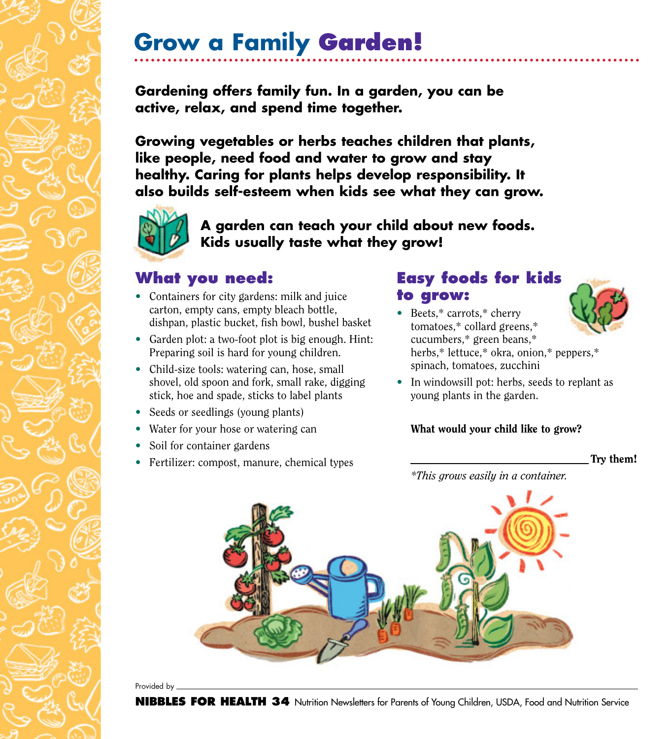# Grow a Family Garden!

**Gardening offers family fun. In a garden, you can be active, relax, and spend time together.**

**Growing vegetables or herbs teaches children that plants, like people, need food and water to grow and stay healthy. Caring for plants helps develop responsibility. It also builds self-esteem when kids see what they can grow.**

**A garden can teach your child about new foods. Kids usually taste what they grow!**

## What you need:

- Containers for city gardens: milk and juice carton, empty cans, empty bleach bottle, dishpan, plastic bucket, fish bowl, bushel basket
- Garden plot: a two-foot plot is big enough. Hint: Preparing soil is hard for young children.
- Child-size tools: watering can, hose, small shovel, old spoon and fork, small rake, digging stick, hoe and spade, sticks to label plants
- Seeds or seedlings (young plants)
- Water for your hose or watering can
- Soil for container gardens
- Fertilizer: compost, manure, chemical types

## Easy foods for kids to grow:

- Beets,* carrots,* cherry tomatoes,* collard greens,* cucumbers,* green beans,* herbs,* lettuce,* okra, onion,* peppers,* spinach, tomatoes, zucchini
- In windowsill pot: herbs, seeds to replant as young plants in the garden.

**What would your child like to grow?**

\_\_\_\_\_\_\_\_\_\_\_\_\_\_\_\_\_\_\_\_\_\_\_\_\_\_\_\_\_\_ **Try them!**

*\*This grows easily in a container.*

Provided by \_\_\_\_\_\_\_\_\_\_\_\_\_\_\_\_\_\_\_\_\_\_\_\_\_\_\_\_\_\_

**NIBBLES FOR HEALTH 34** Nutrition Newsletters for Parents of Young Children, USDA, Food and Nutrition Service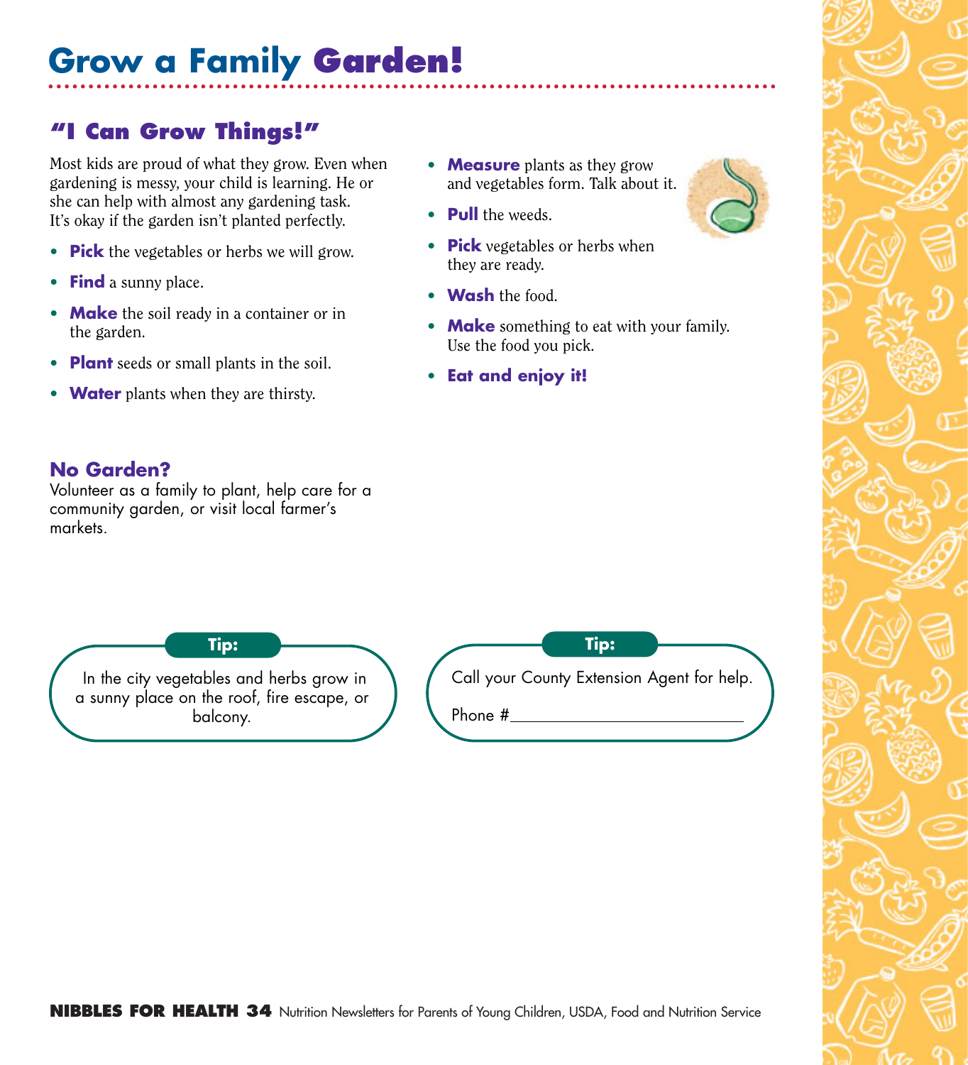# Grow a Family Garden!

## "I Can Grow Things!"

Most kids are proud of what they grow. Even when gardening is messy, your child is learning. He or she can help with almost any gardening task. It's okay if the garden isn't planted perfectly.

- **Pick** the vegetables or herbs we will grow.
- **Find** a sunny place.
- **Make** the soil ready in a container or in the garden.
- **Plant** seeds or small plants in the soil.
- **Water** plants when they are thirsty.
- **Measure** plants as they grow and vegetables form. Talk about it.
- **Pull** the weeds.
- **Pick** vegetables or herbs when they are ready.
- **Wash** the food.
- **Make** something to eat with your family. Use the food you pick.
- **Eat and enjoy it!**

### No Garden?

Volunteer as a family to plant, help care for a community garden, or visit local farmer's markets.

**Tip:**

In the city vegetables and herbs grow in a sunny place on the roof, fire escape, or balcony.

**Tip:**

Call your County Extension Agent for help.

Phone #\_\_\_\_\_\_\_\_\_\_\_\_\_\_\_\_\_\_\_\_\_\_\_\_\_\_

**NIBBLES FOR HEALTH 34** Nutrition Newsletters for Parents of Young Children, USDA, Food and Nutrition Service